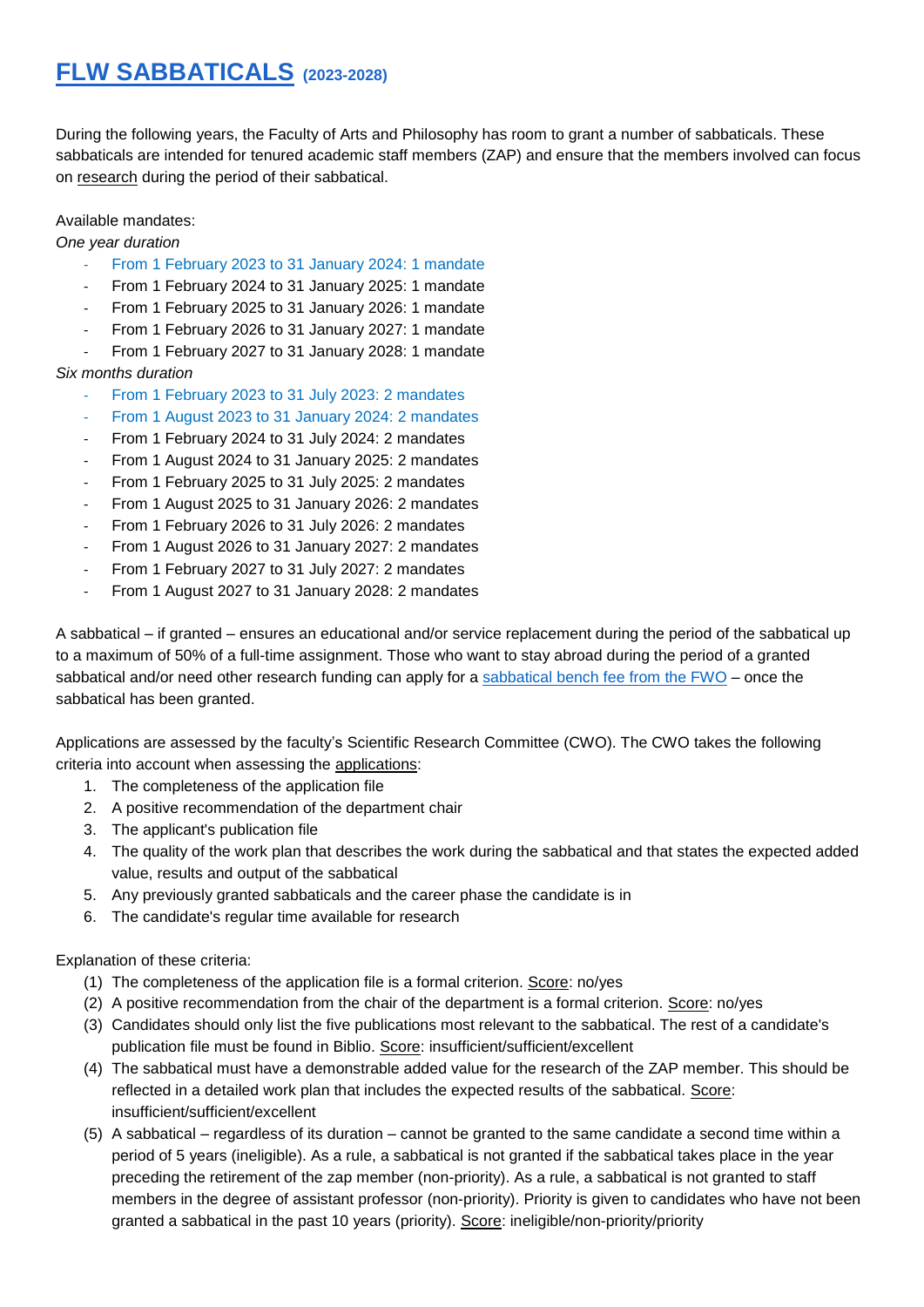# FLW SABBATICALS (2023-2028)

During the following years, the Faculty of Arts and Philosophy has room to grant a number of sabbaticals. These sabbaticals are intended for tenured academic staff members (ZAP) and ensure that the members involved can focus on research during the period of their sabbatical.

Available mandates:

*One year duration*

- From 1 February 2023 to 31 January 2024: 1 mandate
- From 1 February 2024 to 31 January 2025: 1 mandate
- From 1 February 2025 to 31 January 2026: 1 mandate
- From 1 February 2026 to 31 January 2027: 1 mandate
- From 1 February 2027 to 31 January 2028: 1 mandate

*Six months duration*

- From 1 February 2023 to 31 July 2023: 2 mandates
- From 1 August 2023 to 31 January 2024: 2 mandates
- From 1 February 2024 to 31 July 2024: 2 mandates
- From 1 August 2024 to 31 January 2025: 2 mandates
- From 1 February 2025 to 31 July 2025: 2 mandates
- From 1 August 2025 to 31 January 2026: 2 mandates
- From 1 February 2026 to 31 July 2026: 2 mandates
- From 1 August 2026 to 31 January 2027: 2 mandates
- From 1 February 2027 to 31 July 2027: 2 mandates
- From 1 August 2027 to 31 January 2028: 2 mandates

A sabbatical – if granted – ensures an educational and/or service replacement during the period of the sabbatical up to a maximum of 50% of a full-time assignment. Those who want to stay abroad during the period of a granted sabbatical and/or need other research funding can apply for a sabbatical bench fee from the FWO – once the sabbatical has been granted.

Applications are assessed by the faculty's Scientific Research Committee (CWO). The CWO takes the following criteria into account when assessing the applications:

1. The completeness of the application file
2. A positive recommendation of the department chair
3. The applicant's publication file
4. The quality of the work plan that describes the work during the sabbatical and that states the expected added value, results and output of the sabbatical
5. Any previously granted sabbaticals and the career phase the candidate is in
6. The candidate's regular time available for research

Explanation of these criteria:

(1) The completeness of the application file is a formal criterion. Score: no/yes

(2) A positive recommendation from the chair of the department is a formal criterion. Score: no/yes

(3) Candidates should only list the five publications most relevant to the sabbatical. The rest of a candidate's publication file must be found in Biblio. Score: insufficient/sufficient/excellent

(4) The sabbatical must have a demonstrable added value for the research of the ZAP member. This should be reflected in a detailed work plan that includes the expected results of the sabbatical. Score: insufficient/sufficient/excellent

(5) A sabbatical – regardless of its duration – cannot be granted to the same candidate a second time within a period of 5 years (ineligible). As a rule, a sabbatical is not granted if the sabbatical takes place in the year preceding the retirement of the zap member (non-priority). As a rule, a sabbatical is not granted to staff members in the degree of assistant professor (non-priority). Priority is given to candidates who have not been granted a sabbatical in the past 10 years (priority). Score: ineligible/non-priority/priority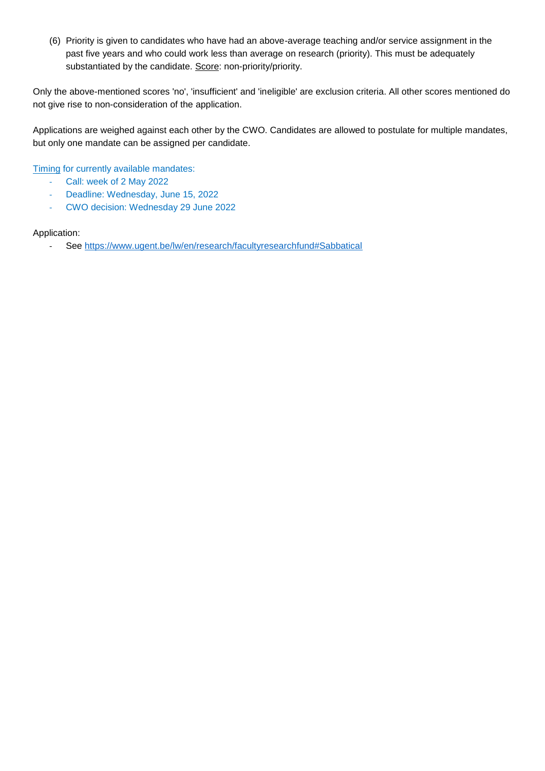(6) Priority is given to candidates who have had an above-average teaching and/or service assignment in the past five years and who could work less than average on research (priority). This must be adequately substantiated by the candidate. Score: non-priority/priority.

Only the above-mentioned scores 'no', 'insufficient' and 'ineligible' are exclusion criteria. All other scores mentioned do not give rise to non-consideration of the application.

Applications are weighed against each other by the CWO. Candidates are allowed to postulate for multiple mandates, but only one mandate can be assigned per candidate.

Timing for currently available mandates:

- Call: week of 2 May 2022
- Deadline: Wednesday, June 15, 2022
- CWO decision: Wednesday 29 June 2022

Application:

- See https://www.ugent.be/lw/en/research/facultyresearchfund#Sabbatical